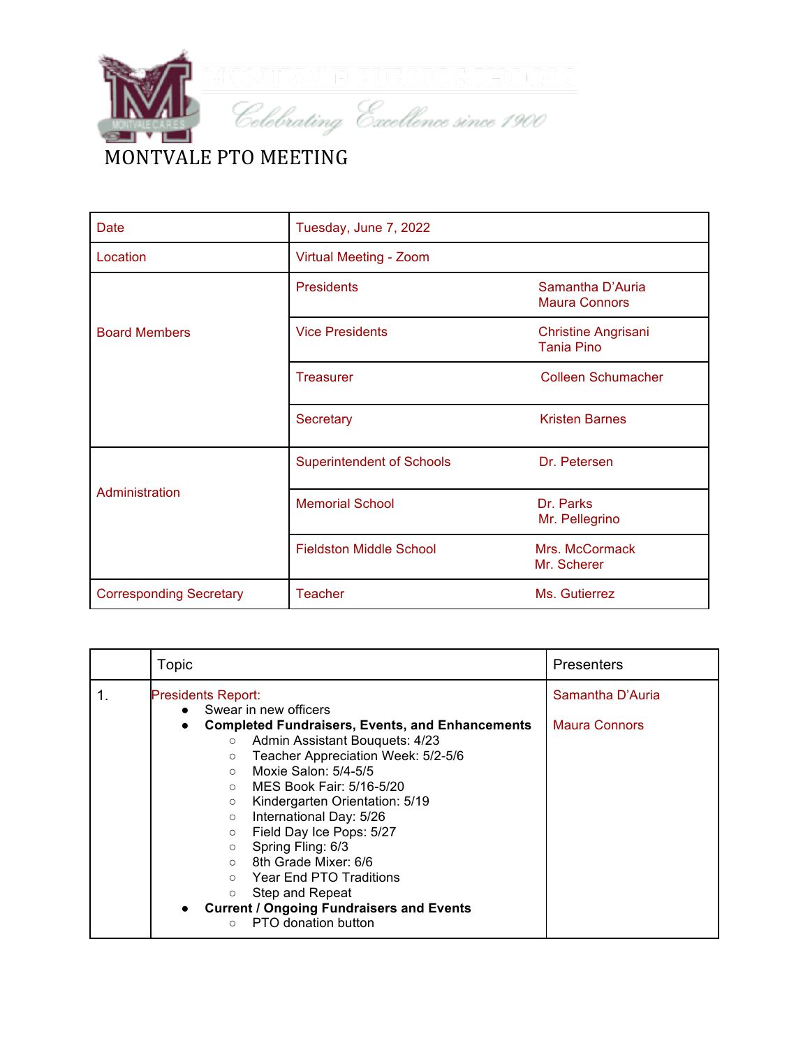Celebrating Excellence since 1900

# MONTVALE PTO MEETING

| Date | Tuesday, June 7, 2022 | |
|---|---|---|
| Location | Virtual Meeting - Zoom | |
| Board Members | Presidents | Samantha D'Auria<br>Maura Connors |
| | Vice Presidents | Christine Angrisani<br>Tania Pino |
| | Treasurer | Colleen Schumacher |
| | Secretary | Kristen Barnes |
| Administration | Superintendent of Schools | Dr. Petersen |
| | Memorial School | Dr. Parks<br>Mr. Pellegrino |
| | Fieldston Middle School | Mrs. McCormack<br>Mr. Scherer |
| Corresponding Secretary | Teacher | Ms. Gutierrez |

| | Topic | Presenters |
|---|---|---|
| 1. | Presidents Report:<br>● Swear in new officers<br>● **Completed Fundraisers, Events, and Enhancements**<br>○ Admin Assistant Bouquets: 4/23<br>○ Teacher Appreciation Week: 5/2-5/6<br>○ Moxie Salon: 5/4-5/5<br>○ MES Book Fair: 5/16-5/20<br>○ Kindergarten Orientation: 5/19<br>○ International Day: 5/26<br>○ Field Day Ice Pops: 5/27<br>○ Spring Fling: 6/3<br>○ 8th Grade Mixer: 6/6<br>○ Year End PTO Traditions<br>○ Step and Repeat<br>● **Current / Ongoing Fundraisers and Events**<br>○ PTO donation button | Samantha D'Auria<br><br>Maura Connors |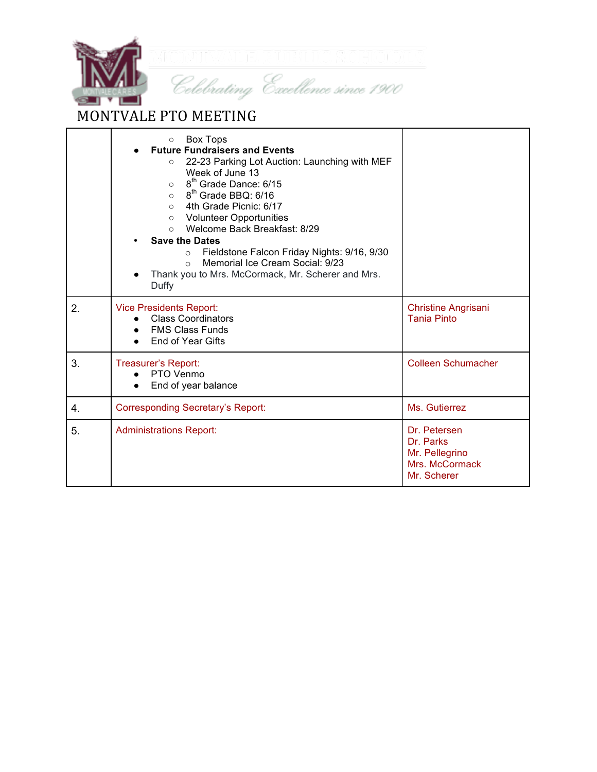Celebrating Excellence since 1900

# MONTVALE PTO MEETING

| | | |
|---|---|---|
| | ○ Box Tops<br>● **Future Fundraisers and Events**<br>○ 22-23 Parking Lot Auction: Launching with MEF Week of June 13<br>○ 8th Grade Dance: 6/15<br>○ 8th Grade BBQ: 6/16<br>○ 4th Grade Picnic: 6/17<br>○ Volunteer Opportunities<br>○ Welcome Back Breakfast: 8/29<br>• **Save the Dates**<br>○ Fieldstone Falcon Friday Nights: 9/16, 9/30<br>○ Memorial Ice Cream Social: 9/23<br>● Thank you to Mrs. McCormack, Mr. Scherer and Mrs. Duffy | |
| 2. | Vice Presidents Report:<br>● Class Coordinators<br>● FMS Class Funds<br>● End of Year Gifts | Christine Angrisani<br>Tania Pinto |
| 3. | Treasurer's Report:<br>● PTO Venmo<br>● End of year balance | Colleen Schumacher |
| 4. | Corresponding Secretary's Report: | Ms. Gutierrez |
| 5. | Administrations Report: | Dr. Petersen<br>Dr. Parks<br>Mr. Pellegrino<br>Mrs. McCormack<br>Mr. Scherer |